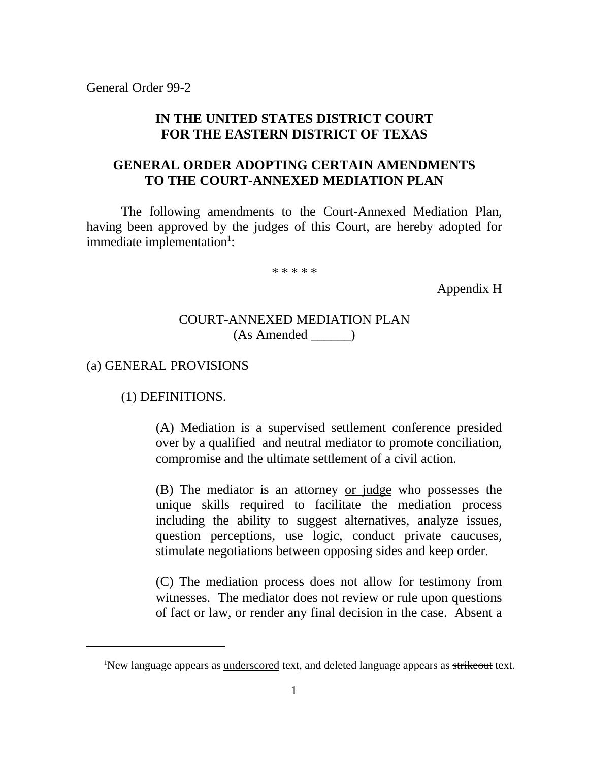General Order 99-2

**IN THE UNITED STATES DISTRICT COURT**
**FOR THE EASTERN DISTRICT OF TEXAS**

**GENERAL ORDER ADOPTING CERTAIN AMENDMENTS TO THE COURT-ANNEXED MEDIATION PLAN**

The following amendments to the Court-Annexed Mediation Plan, having been approved by the judges of this Court, are hereby adopted for immediate implementation[1]:

\* \* \* \* \*

Appendix H

COURT-ANNEXED MEDIATION PLAN
(As Amended ______)

(a) GENERAL PROVISIONS

(1) DEFINITIONS.

(A) Mediation is a supervised settlement conference presided over by a qualified and neutral mediator to promote conciliation, compromise and the ultimate settlement of a civil action.

(B) The mediator is an attorney <u>or judge</u> who possesses the unique skills required to facilitate the mediation process including the ability to suggest alternatives, analyze issues, question perceptions, use logic, conduct private caucuses, stimulate negotiations between opposing sides and keep order.

(C) The mediation process does not allow for testimony from witnesses. The mediator does not review or rule upon questions of fact or law, or render any final decision in the case. Absent a

[1]New language appears as <u>underscored</u> text, and deleted language appears as ~~strikeout~~ text.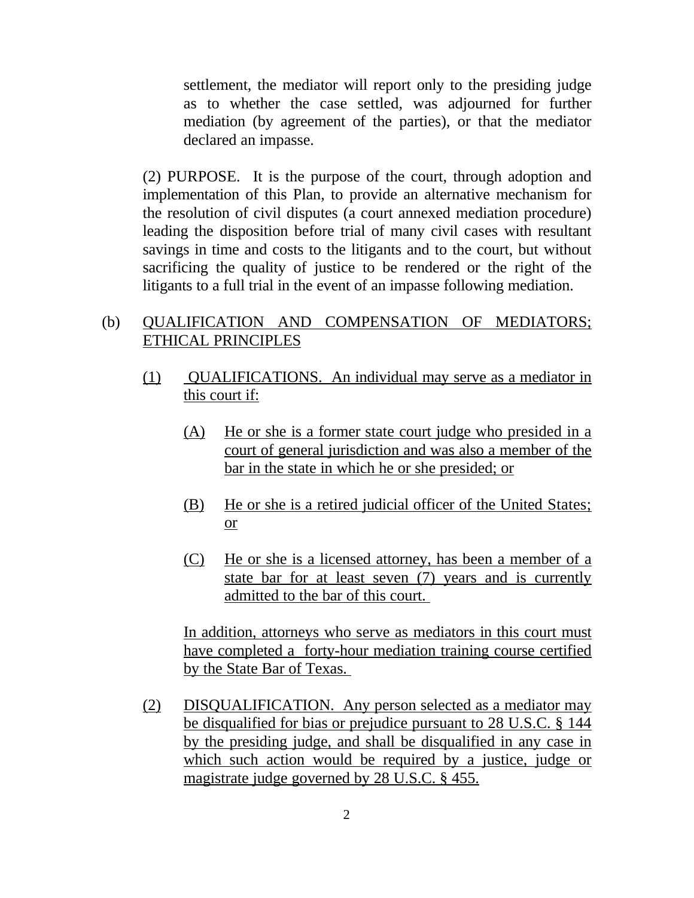settlement, the mediator will report only to the presiding judge as to whether the case settled, was adjourned for further mediation (by agreement of the parties), or that the mediator declared an impasse.

(2) PURPOSE. It is the purpose of the court, through adoption and implementation of this Plan, to provide an alternative mechanism for the resolution of civil disputes (a court annexed mediation procedure) leading the disposition before trial of many civil cases with resultant savings in time and costs to the litigants and to the court, but without sacrificing the quality of justice to be rendered or the right of the litigants to a full trial in the event of an impasse following mediation.

(b) QUALIFICATION AND COMPENSATION OF MEDIATORS; ETHICAL PRINCIPLES

(1) QUALIFICATIONS. An individual may serve as a mediator in this court if:

(A) He or she is a former state court judge who presided in a court of general jurisdiction and was also a member of the bar in the state in which he or she presided; or

(B) He or she is a retired judicial officer of the United States; or

(C) He or she is a licensed attorney, has been a member of a state bar for at least seven (7) years and is currently admitted to the bar of this court.

In addition, attorneys who serve as mediators in this court must have completed a forty-hour mediation training course certified by the State Bar of Texas.

(2) DISQUALIFICATION. Any person selected as a mediator may be disqualified for bias or prejudice pursuant to 28 U.S.C. § 144 by the presiding judge, and shall be disqualified in any case in which such action would be required by a justice, judge or magistrate judge governed by 28 U.S.C. § 455.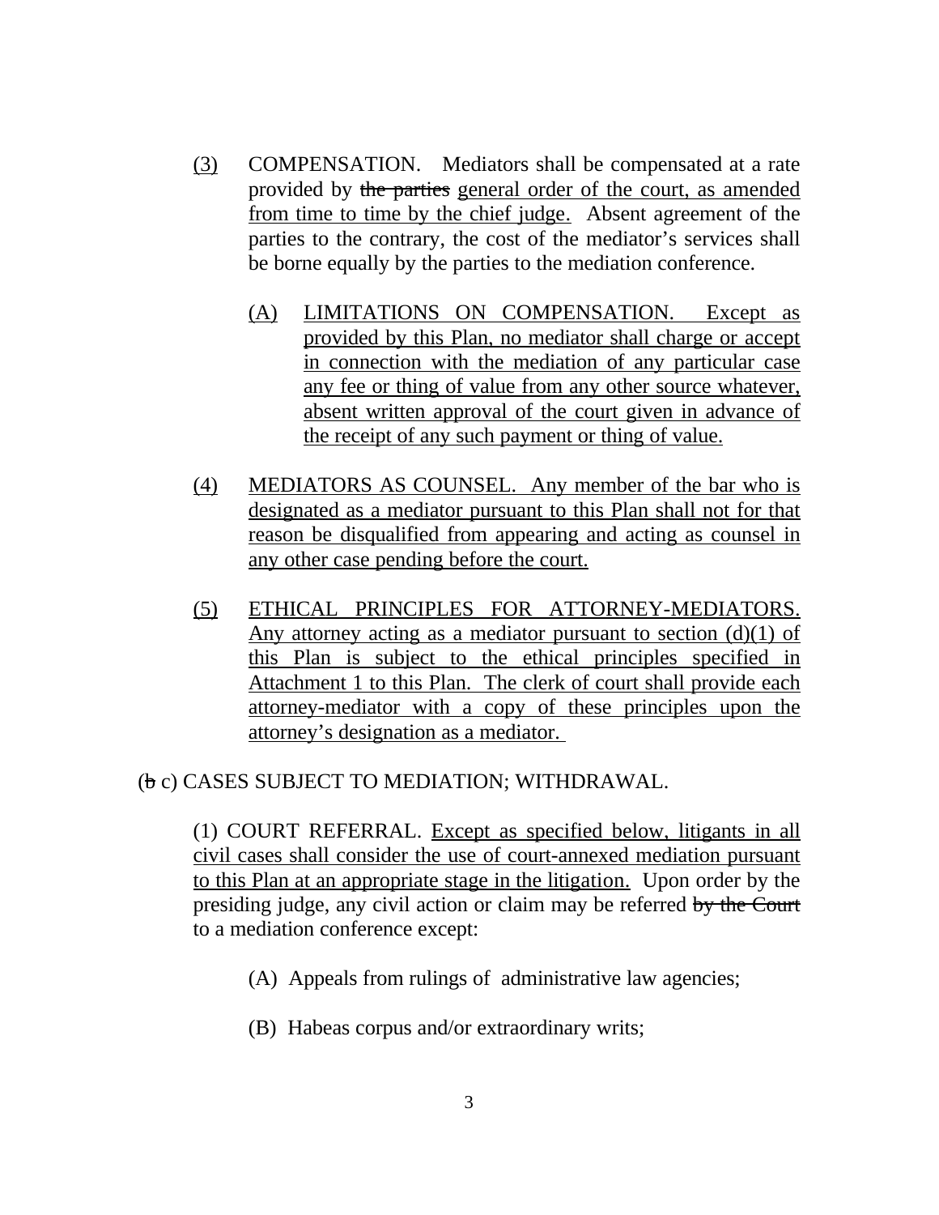(3) COMPENSATION. Mediators shall be compensated at a rate provided by ~~the parties~~ <u>general order of the court, as amended from time to time by the chief judge.</u> Absent agreement of the parties to the contrary, the cost of the mediator's services shall be borne equally by the parties to the mediation conference.

(A) <u>LIMITATIONS ON COMPENSATION. Except as provided by this Plan, no mediator shall charge or accept in connection with the mediation of any particular case any fee or thing of value from any other source whatever, absent written approval of the court given in advance of the receipt of any such payment or thing of value.</u>

(4) <u>MEDIATORS AS COUNSEL. Any member of the bar who is designated as a mediator pursuant to this Plan shall not for that reason be disqualified from appearing and acting as counsel in any other case pending before the court.</u>

(5) <u>ETHICAL PRINCIPLES FOR ATTORNEY-MEDIATORS. Any attorney acting as a mediator pursuant to section (d)(1) of this Plan is subject to the ethical principles specified in Attachment 1 to this Plan. The clerk of court shall provide each attorney-mediator with a copy of these principles upon the attorney's designation as a mediator.</u>

(~~b~~ c) CASES SUBJECT TO MEDIATION; WITHDRAWAL.

(1) COURT REFERRAL. <u>Except as specified below, litigants in all civil cases shall consider the use of court-annexed mediation pursuant to this Plan at an appropriate stage in the litigation.</u> Upon order by the presiding judge, any civil action or claim may be referred ~~by the Court~~ to a mediation conference except:

(A) Appeals from rulings of administrative law agencies;

(B) Habeas corpus and/or extraordinary writs;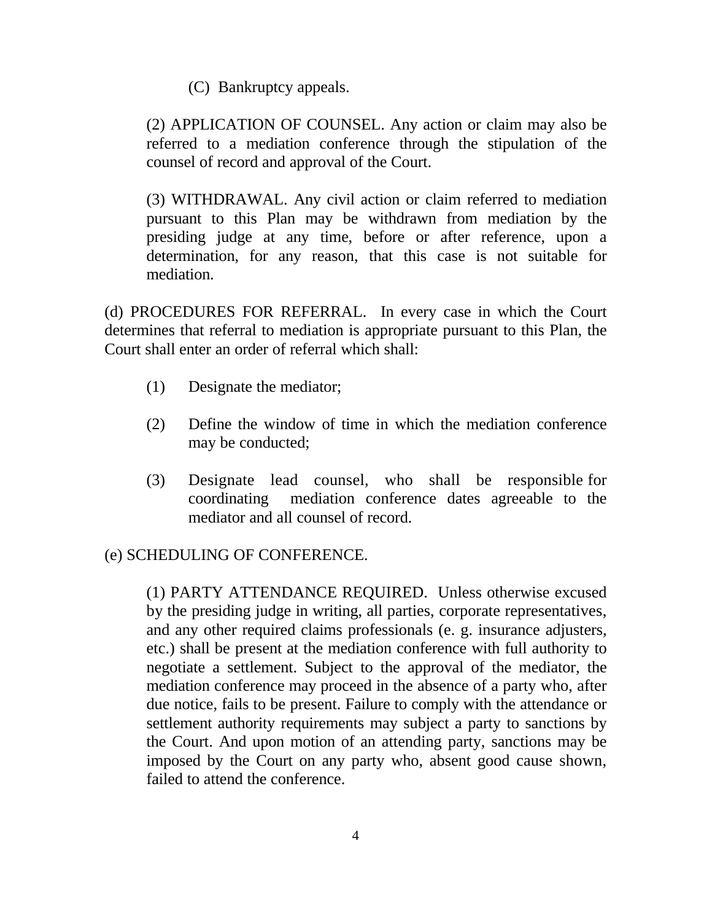(C) Bankruptcy appeals.

(2) APPLICATION OF COUNSEL. Any action or claim may also be referred to a mediation conference through the stipulation of the counsel of record and approval of the Court.

(3) WITHDRAWAL. Any civil action or claim referred to mediation pursuant to this Plan may be withdrawn from mediation by the presiding judge at any time, before or after reference, upon a determination, for any reason, that this case is not suitable for mediation.

(d) PROCEDURES FOR REFERRAL. In every case in which the Court determines that referral to mediation is appropriate pursuant to this Plan, the Court shall enter an order of referral which shall:

(1) Designate the mediator;

(2) Define the window of time in which the mediation conference may be conducted;

(3) Designate lead counsel, who shall be responsible for coordinating mediation conference dates agreeable to the mediator and all counsel of record.

(e) SCHEDULING OF CONFERENCE.

(1) PARTY ATTENDANCE REQUIRED. Unless otherwise excused by the presiding judge in writing, all parties, corporate representatives, and any other required claims professionals (e. g. insurance adjusters, etc.) shall be present at the mediation conference with full authority to negotiate a settlement. Subject to the approval of the mediator, the mediation conference may proceed in the absence of a party who, after due notice, fails to be present. Failure to comply with the attendance or settlement authority requirements may subject a party to sanctions by the Court. And upon motion of an attending party, sanctions may be imposed by the Court on any party who, absent good cause shown, failed to attend the conference.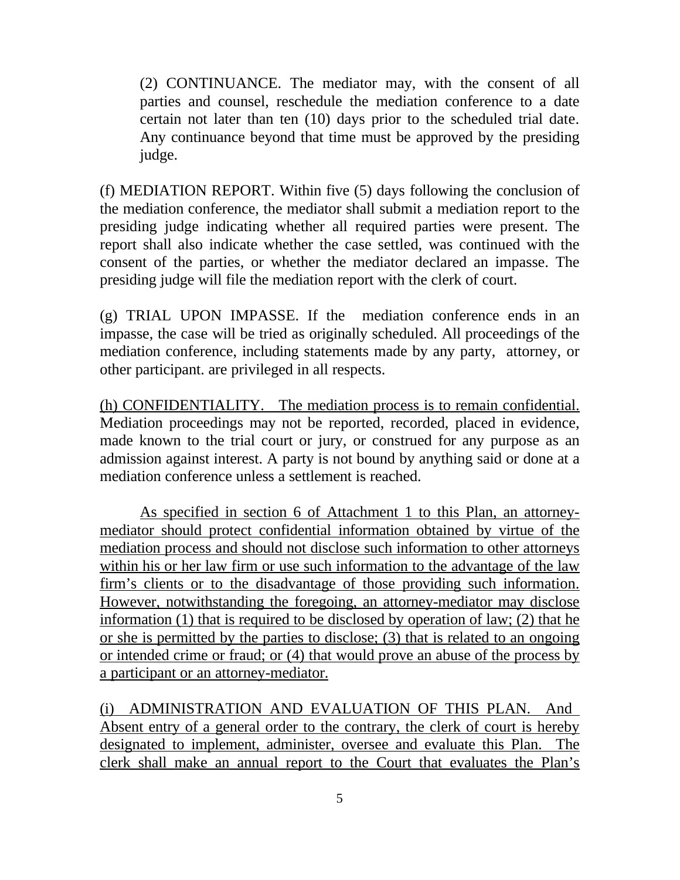(2) CONTINUANCE. The mediator may, with the consent of all parties and counsel, reschedule the mediation conference to a date certain not later than ten (10) days prior to the scheduled trial date. Any continuance beyond that time must be approved by the presiding judge.

(f) MEDIATION REPORT. Within five (5) days following the conclusion of the mediation conference, the mediator shall submit a mediation report to the presiding judge indicating whether all required parties were present. The report shall also indicate whether the case settled, was continued with the consent of the parties, or whether the mediator declared an impasse. The presiding judge will file the mediation report with the clerk of court.

(g) TRIAL UPON IMPASSE. If the mediation conference ends in an impasse, the case will be tried as originally scheduled. All proceedings of the mediation conference, including statements made by any party, attorney, or other participant. are privileged in all respects.

<u>(h) CONFIDENTIALITY. The mediation process is to remain confidential.</u> Mediation proceedings may not be reported, recorded, placed in evidence, made known to the trial court or jury, or construed for any purpose as an admission against interest. A party is not bound by anything said or done at a mediation conference unless a settlement is reached.

<u>As specified in section 6 of Attachment 1 to this Plan, an attorney-mediator should protect confidential information obtained by virtue of the mediation process and should not disclose such information to other attorneys within his or her law firm or use such information to the advantage of the law firm's clients or to the disadvantage of those providing such information. However, notwithstanding the foregoing, an attorney-mediator may disclose information (1) that is required to be disclosed by operation of law; (2) that he or she is permitted by the parties to disclose; (3) that is related to an ongoing or intended crime or fraud; or (4) that would prove an abuse of the process by a participant or an attorney-mediator.</u>

<u>(i) ADMINISTRATION AND EVALUATION OF THIS PLAN. And Absent entry of a general order to the contrary, the clerk of court is hereby designated to implement, administer, oversee and evaluate this Plan. The clerk shall make an annual report to the Court that evaluates the Plan's</u>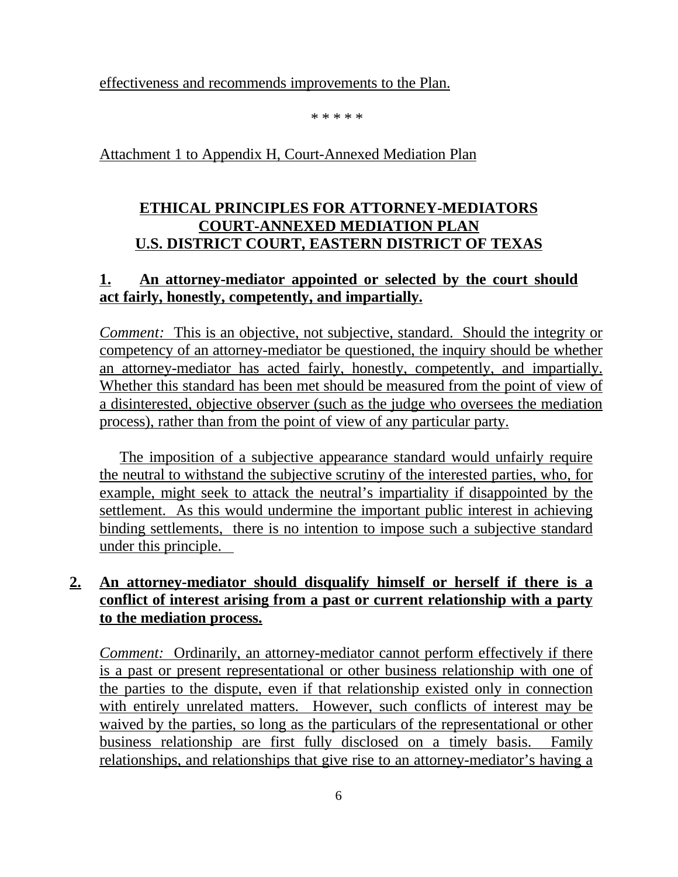effectiveness and recommends improvements to the Plan.

* * * * *

Attachment 1 to Appendix H, Court-Annexed Mediation Plan

## ETHICAL PRINCIPLES FOR ATTORNEY-MEDIATORS COURT-ANNEXED MEDIATION PLAN U.S. DISTRICT COURT, EASTERN DISTRICT OF TEXAS

### 1. An attorney-mediator appointed or selected by the court should act fairly, honestly, competently, and impartially.

*Comment:* This is an objective, not subjective, standard. Should the integrity or competency of an attorney-mediator be questioned, the inquiry should be whether an attorney-mediator has acted fairly, honestly, competently, and impartially. Whether this standard has been met should be measured from the point of view of a disinterested, objective observer (such as the judge who oversees the mediation process), rather than from the point of view of any particular party.

The imposition of a subjective appearance standard would unfairly require the neutral to withstand the subjective scrutiny of the interested parties, who, for example, might seek to attack the neutral's impartiality if disappointed by the settlement. As this would undermine the important public interest in achieving binding settlements, there is no intention to impose such a subjective standard under this principle.

### 2. An attorney-mediator should disqualify himself or herself if there is a conflict of interest arising from a past or current relationship with a party to the mediation process.

*Comment:* Ordinarily, an attorney-mediator cannot perform effectively if there is a past or present representational or other business relationship with one of the parties to the dispute, even if that relationship existed only in connection with entirely unrelated matters. However, such conflicts of interest may be waived by the parties, so long as the particulars of the representational or other business relationship are first fully disclosed on a timely basis. Family relationships, and relationships that give rise to an attorney-mediator's having a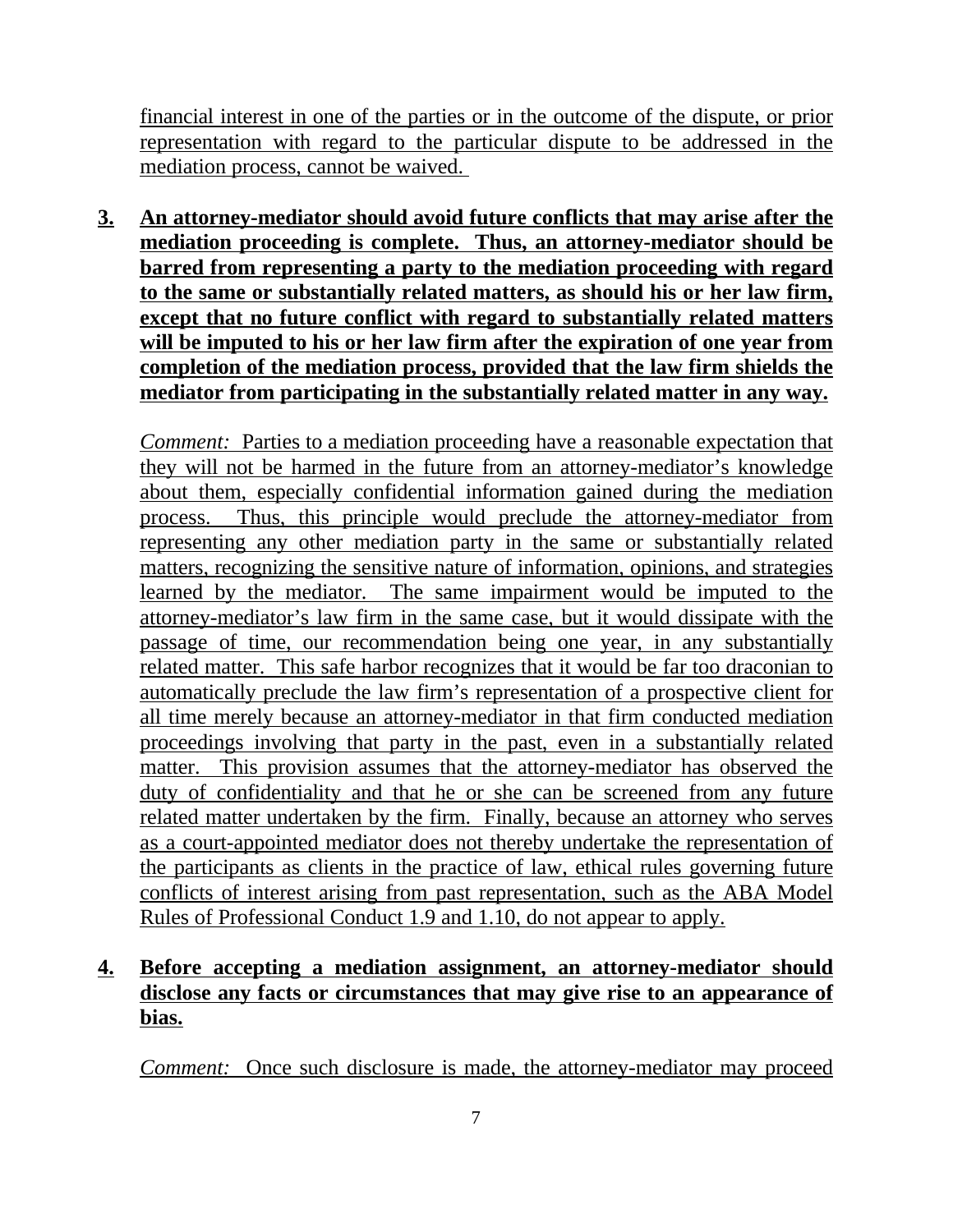financial interest in one of the parties or in the outcome of the dispute, or prior representation with regard to the particular dispute to be addressed in the mediation process, cannot be waived.

3. **An attorney-mediator should avoid future conflicts that may arise after the mediation proceeding is complete. Thus, an attorney-mediator should be barred from representing a party to the mediation proceeding with regard to the same or substantially related matters, as should his or her law firm, except that no future conflict with regard to substantially related matters will be imputed to his or her law firm after the expiration of one year from completion of the mediation process, provided that the law firm shields the mediator from participating in the substantially related matter in any way.**

   *Comment:* Parties to a mediation proceeding have a reasonable expectation that they will not be harmed in the future from an attorney-mediator's knowledge about them, especially confidential information gained during the mediation process. Thus, this principle would preclude the attorney-mediator from representing any other mediation party in the same or substantially related matters, recognizing the sensitive nature of information, opinions, and strategies learned by the mediator. The same impairment would be imputed to the attorney-mediator's law firm in the same case, but it would dissipate with the passage of time, our recommendation being one year, in any substantially related matter. This safe harbor recognizes that it would be far too draconian to automatically preclude the law firm's representation of a prospective client for all time merely because an attorney-mediator in that firm conducted mediation proceedings involving that party in the past, even in a substantially related matter. This provision assumes that the attorney-mediator has observed the duty of confidentiality and that he or she can be screened from any future related matter undertaken by the firm. Finally, because an attorney who serves as a court-appointed mediator does not thereby undertake the representation of the participants as clients in the practice of law, ethical rules governing future conflicts of interest arising from past representation, such as the ABA Model Rules of Professional Conduct 1.9 and 1.10, do not appear to apply.

4. **Before accepting a mediation assignment, an attorney-mediator should disclose any facts or circumstances that may give rise to an appearance of bias.**

   *Comment:* Once such disclosure is made, the attorney-mediator may proceed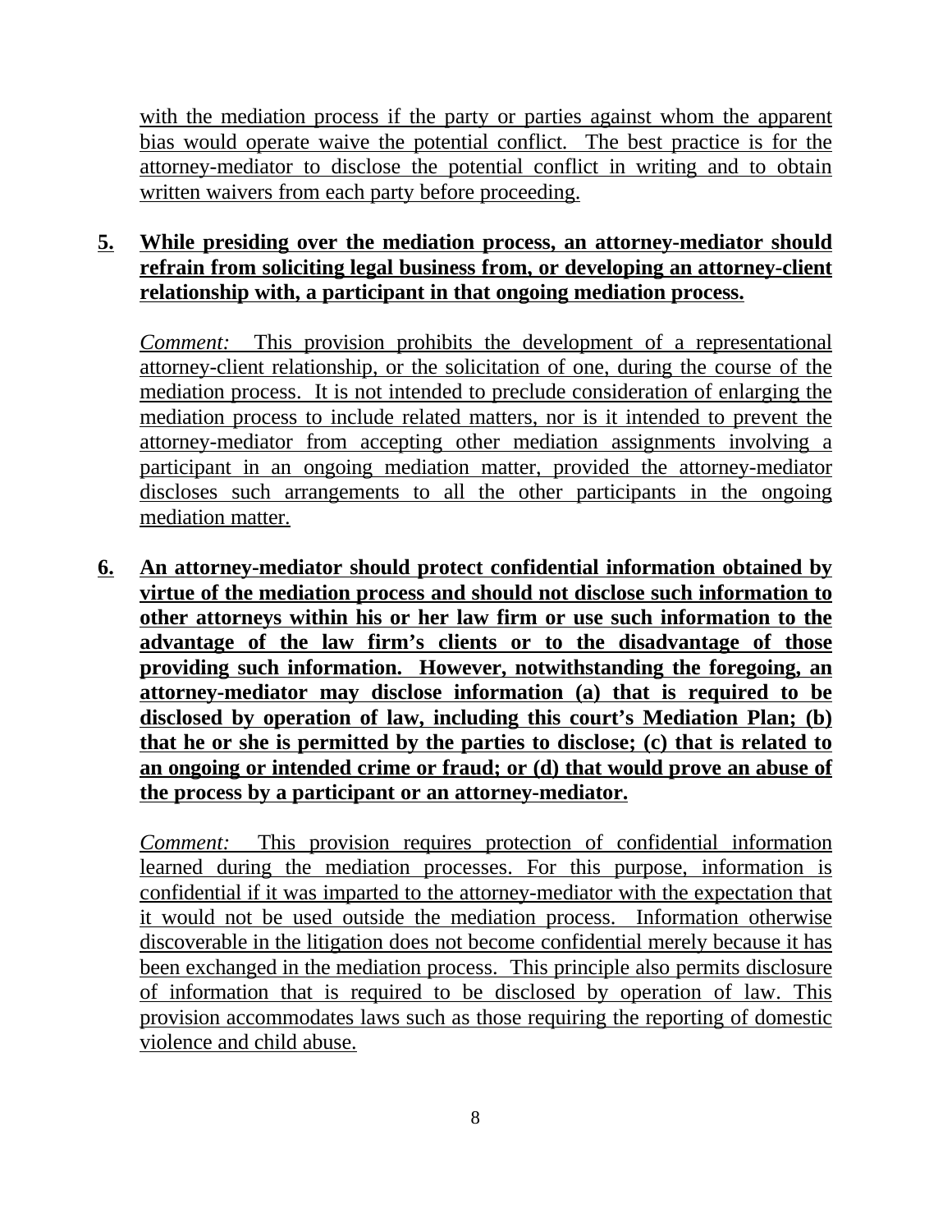with the mediation process if the party or parties against whom the apparent bias would operate waive the potential conflict. The best practice is for the attorney-mediator to disclose the potential conflict in writing and to obtain written waivers from each party before proceeding.

**5. While presiding over the mediation process, an attorney-mediator should refrain from soliciting legal business from, or developing an attorney-client relationship with, a participant in that ongoing mediation process.**

*Comment:* This provision prohibits the development of a representational attorney-client relationship, or the solicitation of one, during the course of the mediation process. It is not intended to preclude consideration of enlarging the mediation process to include related matters, nor is it intended to prevent the attorney-mediator from accepting other mediation assignments involving a participant in an ongoing mediation matter, provided the attorney-mediator discloses such arrangements to all the other participants in the ongoing mediation matter.

**6. An attorney-mediator should protect confidential information obtained by virtue of the mediation process and should not disclose such information to other attorneys within his or her law firm or use such information to the advantage of the law firm's clients or to the disadvantage of those providing such information. However, notwithstanding the foregoing, an attorney-mediator may disclose information (a) that is required to be disclosed by operation of law, including this court's Mediation Plan; (b) that he or she is permitted by the parties to disclose; (c) that is related to an ongoing or intended crime or fraud; or (d) that would prove an abuse of the process by a participant or an attorney-mediator.**

*Comment:* This provision requires protection of confidential information learned during the mediation processes. For this purpose, information is confidential if it was imparted to the attorney-mediator with the expectation that it would not be used outside the mediation process. Information otherwise discoverable in the litigation does not become confidential merely because it has been exchanged in the mediation process. This principle also permits disclosure of information that is required to be disclosed by operation of law. This provision accommodates laws such as those requiring the reporting of domestic violence and child abuse.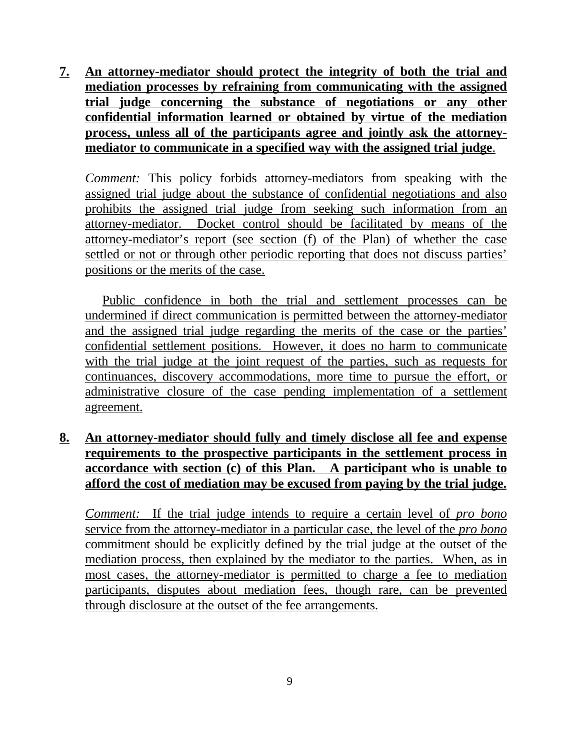**7. An attorney-mediator should protect the integrity of both the trial and mediation processes by refraining from communicating with the assigned trial judge concerning the substance of negotiations or any other confidential information learned or obtained by virtue of the mediation process, unless all of the participants agree and jointly ask the attorney-mediator to communicate in a specified way with the assigned trial judge.**

*Comment:* This policy forbids attorney-mediators from speaking with the assigned trial judge about the substance of confidential negotiations and also prohibits the assigned trial judge from seeking such information from an attorney-mediator. Docket control should be facilitated by means of the attorney-mediator's report (see section (f) of the Plan) of whether the case settled or not or through other periodic reporting that does not discuss parties' positions or the merits of the case.

Public confidence in both the trial and settlement processes can be undermined if direct communication is permitted between the attorney-mediator and the assigned trial judge regarding the merits of the case or the parties' confidential settlement positions. However, it does no harm to communicate with the trial judge at the joint request of the parties, such as requests for continuances, discovery accommodations, more time to pursue the effort, or administrative closure of the case pending implementation of a settlement agreement.

**8. An attorney-mediator should fully and timely disclose all fee and expense requirements to the prospective participants in the settlement process in accordance with section (c) of this Plan. A participant who is unable to afford the cost of mediation may be excused from paying by the trial judge.**

*Comment:* If the trial judge intends to require a certain level of *pro bono* service from the attorney-mediator in a particular case, the level of the *pro bono* commitment should be explicitly defined by the trial judge at the outset of the mediation process, then explained by the mediator to the parties. When, as in most cases, the attorney-mediator is permitted to charge a fee to mediation participants, disputes about mediation fees, though rare, can be prevented through disclosure at the outset of the fee arrangements.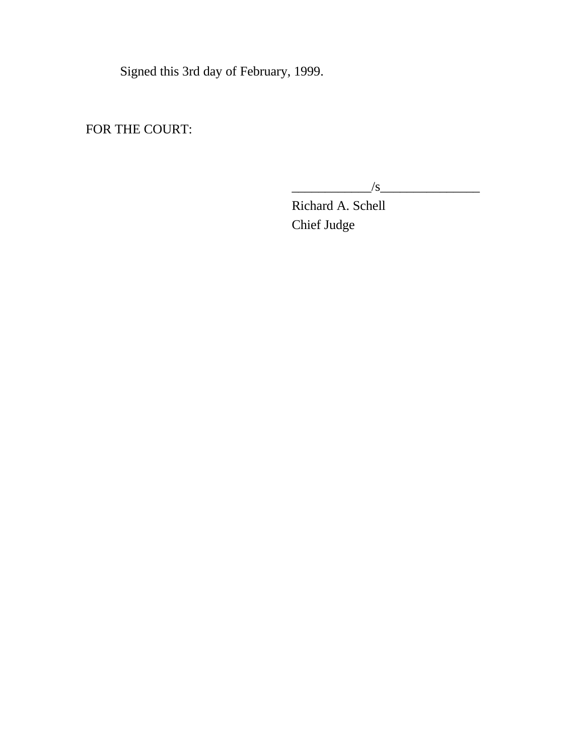Signed this 3rd day of February, 1999.

FOR THE COURT:

____________/s_______________
Richard A. Schell
Chief Judge